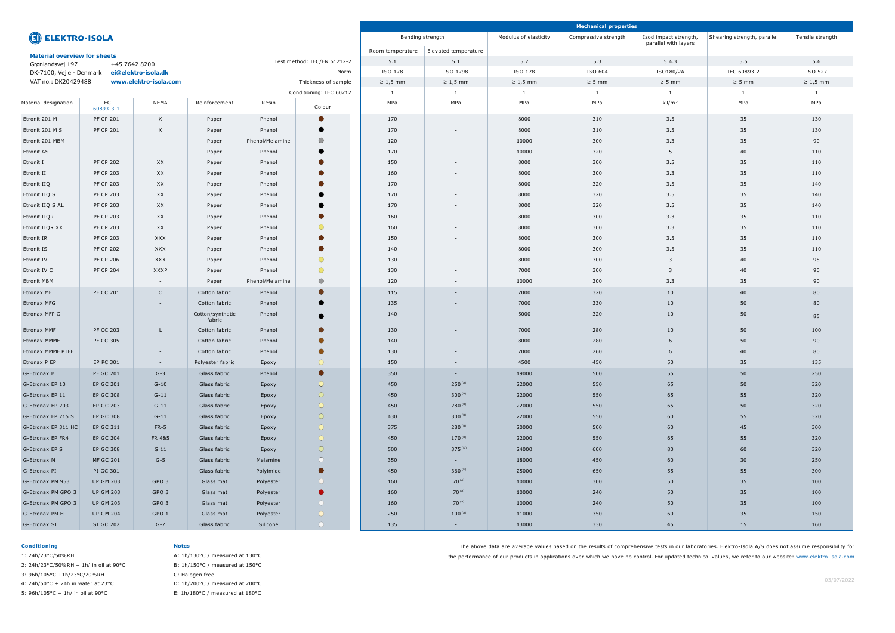# ELEKTRO-ISOLA

**Material overview for sheets**

Grønlandsvej 197 +45 7642 8200
DK-7100, Vejle - Denmark **ei@elektro-isola.dk**
VAT no.: DK20429488 **www.elektro-isola.com**

| | | | | | | Mechanical properties | | | | | | | |
|---|---|---|---|---|---|---|---|---|---|---|---|---|---|
| | | | | | | Bending strength | | Modulus of elasticity | Compressive strength | Izod impact strength, parallel with layers | Shearing strength, parallel | Tensile strength |
| | | | | | | Room temperature | Elevated temperature | | | | | |
| | | | | | Test method: IEC/EN 61212-2 | 5.1 | 5.1 | 5.2 | 5.3 | 5.4.3 | 5.5 | 5.6 |
| | | | | | Norm | ISO 178 | ISO 1798 | ISO 178 | ISO 604 | ISO180/2A | IEC 60893-2 | ISO 527 |
| | | | | | Thickness of sample | ≥ 1,5 mm | ≥ 1,5 mm | ≥ 1,5 mm | ≥ 5 mm | ≥ 5 mm | ≥ 5 mm | ≥ 1,5 mm |
| | | | | | Conditioning: IEC 60212 | 1 | 1 | 1 | 1 | 1 | 1 | 1 |
| Material designation | IEC 60893-3-1 | NEMA | Reinforcement | Resin | Colour | MPa | MPa | MPa | MPa | kJ/m² | MPa | MPa |
| Etronit 201 M | PF CP 201 | X | Paper | Phenol | ● | 170 | - | 8000 | 310 | 3.5 | 35 | 130 |
| Etronit 201 M S | PF CP 201 | X | Paper | Phenol | ● | 170 | - | 8000 | 310 | 3.5 | 35 | 130 |
| Etronit 201 MBM | | - | Paper | Phenol/Melamine | ● | 120 | - | 10000 | 300 | 3.3 | 35 | 90 |
| Etronit AS | | - | Paper | Phenol | ● | 170 | - | 10000 | 320 | 5 | 40 | 110 |
| Etronit I | PF CP 202 | XX | Paper | Phenol | ● | 150 | - | 8000 | 300 | 3.5 | 35 | 110 |
| Etronit II | PF CP 203 | XX | Paper | Phenol | ● | 160 | - | 8000 | 300 | 3.3 | 35 | 110 |
| Etronit IIQ | PF CP 203 | XX | Paper | Phenol | ● | 170 | - | 8000 | 320 | 3.5 | 35 | 140 |
| Etronit IIQ S | PF CP 203 | XX | Paper | Phenol | ● | 170 | - | 8000 | 320 | 3.5 | 35 | 140 |
| Etronit IIQ S AL | PF CP 203 | XX | Paper | Phenol | ● | 170 | - | 8000 | 320 | 3.5 | 35 | 140 |
| Etronit IIQR | PF CP 203 | XX | Paper | Phenol | ● | 160 | - | 8000 | 300 | 3.3 | 35 | 110 |
| Etronit IIQR XX | PF CP 203 | XX | Paper | Phenol | ● | 160 | - | 8000 | 300 | 3.3 | 35 | 110 |
| Etronit IR | PF CP 203 | XXX | Paper | Phenol | ● | 150 | - | 8000 | 300 | 3.5 | 35 | 110 |
| Etronit IS | PF CP 202 | XXX | Paper | Phenol | ● | 140 | - | 8000 | 300 | 3.5 | 35 | 110 |
| Etronit IV | PF CP 206 | XXX | Paper | Phenol | ● | 130 | - | 8000 | 300 | 3 | 40 | 95 |
| Etronit IV C | PF CP 204 | XXXP | Paper | Phenol | ● | 130 | - | 7000 | 300 | 3 | 40 | 90 |
| Etronit MBM | | - | Paper | Phenol/Melamine | ● | 120 | - | 10000 | 300 | 3.3 | 35 | 90 |
| Etronax MF | PF CC 201 | C | Cotton fabric | Phenol | ● | 115 | - | 7000 | 320 | 10 | 40 | 80 |
| Etronax MFG | | - | Cotton fabric | Phenol | ● | 135 | - | 7000 | 330 | 10 | 50 | 80 |
| Etronax MFP G | | - | Cotton/synthetic fabric | Phenol | ● | 140 | - | 5000 | 320 | 10 | 50 | 85 |
| Etronax MMF | PF CC 203 | L | Cotton fabric | Phenol | ● | 130 | - | 7000 | 280 | 10 | 50 | 100 |
| Etronax MMMF | PF CC 305 | - | Cotton fabric | Phenol | ● | 140 | - | 8000 | 280 | 6 | 50 | 90 |
| Etronax MMMF PTFE | | - | Cotton fabric | Phenol | ● | 130 | - | 7000 | 260 | 6 | 40 | 80 |
| Etronax P EP | EP PC 301 | - | Polyester fabric | Epoxy | ● | 150 | - | 4500 | 450 | 50 | 35 | 135 |
| G-Etronax B | PF GC 201 | G-3 | Glass fabric | Phenol | ● | 350 | - | 19000 | 500 | 55 | 50 | 250 |
| G-Etronax EP 10 | EP GC 201 | G-10 | Glass fabric | Epoxy | ● | 450 | 250 (A) | 22000 | 550 | 65 | 50 | 320 |
| G-Etronax EP 11 | EP GC 308 | G-11 | Glass fabric | Epoxy | ● | 450 | 300 (B) | 22000 | 550 | 65 | 55 | 320 |
| G-Etronax EP 203 | EP GC 203 | G-11 | Glass fabric | Epoxy | ● | 450 | 280 (B) | 22000 | 550 | 65 | 50 | 320 |
| G-Etronax EP 215 S | EP GC 308 | G-11 | Glass fabric | Epoxy | ● | 430 | 300 (B) | 22000 | 550 | 60 | 55 | 320 |
| G-Etronax EP 311 HC | EP GC 311 | FR-5 | Glass fabric | Epoxy | ● | 375 | 280 (B) | 20000 | 500 | 60 | 45 | 300 |
| G-Etronax EP FR4 | EP GC 204 | FR 4&5 | Glass fabric | Epoxy | ● | 450 | 170 (B) | 22000 | 550 | 65 | 50 | 320 |
| G-Etronax EP S | EP GC 308 | G 11 | Glass fabric | Epoxy | ● | 500 | 375 (D) | 24000 | 600 | 80 | 60 | 320 |
| G-Etronax M | MF GC 201 | G-5 | Glass fabric | Melamine | ○ | 350 | - | 18000 | 450 | 60 | 30 | 250 |
| G-Etronax PI | PI GC 301 | - | Glass fabric | Polyimide | ● | 450 | 360 (E) | 25000 | 650 | 55 | 55 | 300 |
| G-Etronax PM 953 | UP GM 203 | GPO 3 | Glass mat | Polyester | ○ | 160 | 70 (A) | 10000 | 300 | 50 | 35 | 100 |
| G-Etronax PM GPO 3 | UP GM 203 | GPO 3 | Glass mat | Polyester | ● | 160 | 70 (A) | 10000 | 240 | 50 | 35 | 100 |
| G-Etronax PM GPO 3 | UP GM 203 | GPO 3 | Glass mat | Polyester | ○ | 160 | 70 (A) | 10000 | 240 | 50 | 35 | 100 |
| G-Etronax PM H | UP GM 204 | GPO 1 | Glass mat | Polyester | ● | 250 | 100 (A) | 11000 | 350 | 60 | 35 | 150 |
| G-Etronax SI | SI GC 202 | G-7 | Glass fabric | Silicone | ○ | 135 | - | 13000 | 330 | 45 | 15 | 160 |

**Conditioning**

1: 24h/23°C/50%RH
2: 24h/23°C/50%RH + 1h/ in oil at 90°C
3: 96h/105°C +1h/23°C/20%RH
4: 24h/50°C + 24h in water at 23°C
5: 96h/105°C + 1h/ in oil at 90°C

**Notes**

A: 1h/130°C / measured at 130°C
B: 1h/150°C / measured at 150°C
C: Halogen free
D: 1h/200°C / measured at 200°C
E: 1h/180°C / measured at 180°C

The above data are average values based on the results of comprehensive tests in our laboratories. Elektro-Isola A/S does not assume responsibility for the performance of our products in applications over which we have no control. For updated technical values, we refer to our website: www.elektro-isola.com

03/07/2022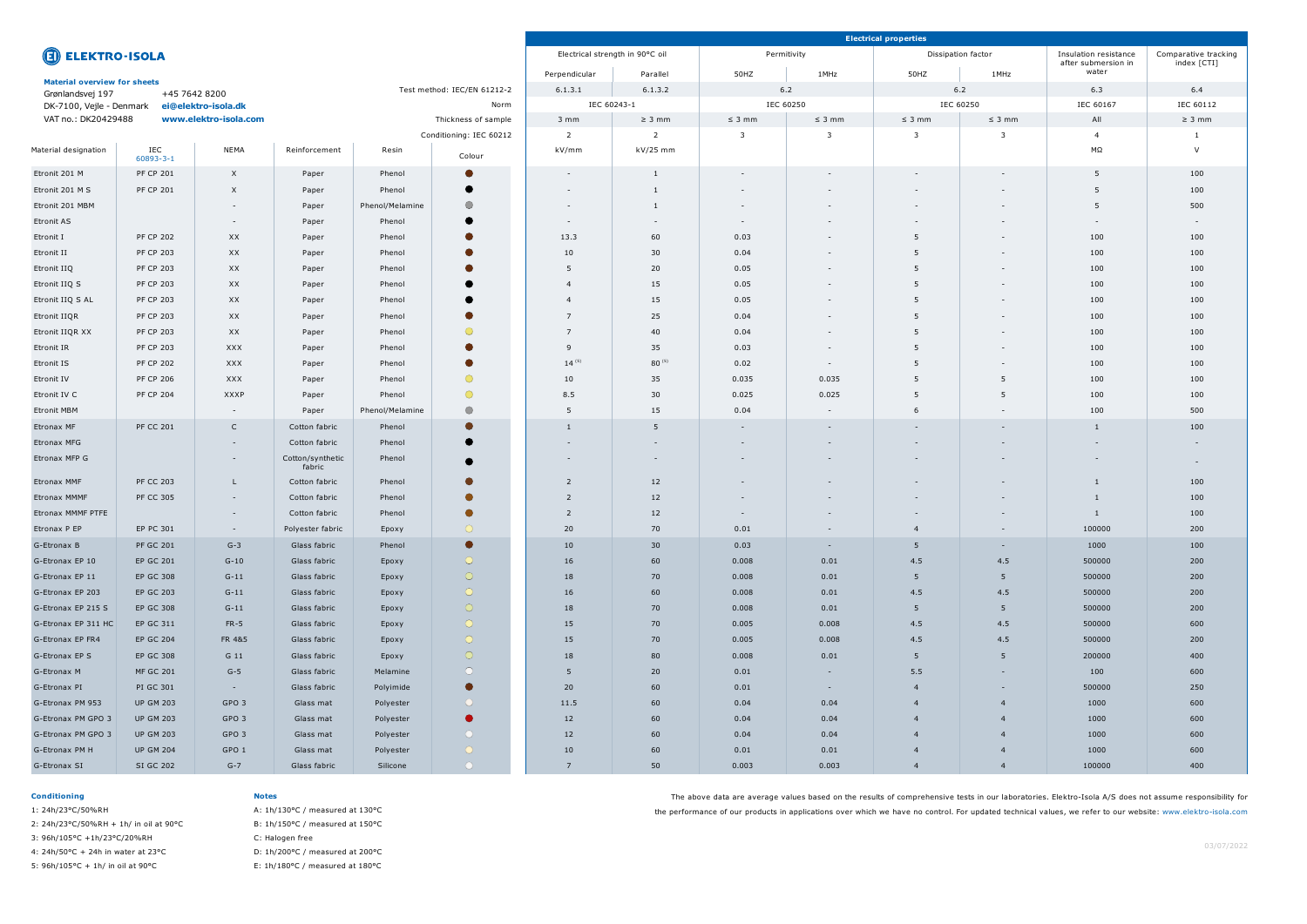# ELEKTRO-ISOLA

**Material overview for sheets**

Grønlandsvej 197 | +45 7642 8200
DK-7100, Vejle - Denmark | ei@elektro-isola.dk
VAT no.: DK20429488 | www.elektro-isola.com

| | | | | | | Electrical properties | | | | | | | | |
|---|---|---|---|---|---|---|---|---|---|---|---|---|---|---|
| | | | | | | Electrical strength in 90°C oil | | Permitivity | | Dissipation factor | | Insulation resistance after submersion in water | Comparative tracking index [CTI] |
| | | | | | | Perpendicular | Parallel | 50HZ | 1MHz | 50HZ | 1MHz | | |
| | | | | Test method: IEC/EN 61212-2 | | 6.1.3.1 | 6.1.3.2 | 6.2 | | 6.2 | | 6.3 | 6.4 |
| | | | | Norm | | IEC 60243-1 | | IEC 60250 | | IEC 60250 | | IEC 60167 | IEC 60112 |
| | | | | Thickness of sample | | 3 mm | ≥ 3 mm | ≤ 3 mm | ≤ 3 mm | ≤ 3 mm | ≤ 3 mm | All | ≥ 3 mm |
| | | | | Conditioning: IEC 60212 | | 2 | 2 | 3 | 3 | 3 | 3 | 4 | 1 |
| Material designation | IEC 60893-3-1 | NEMA | Reinforcement | Resin | Colour | kV/mm | kV/25 mm | | | | | MΩ | V |
| Etronit 201 M | PF CP 201 | X | Paper | Phenol | Brown | - | 1 | - | - | - | - | 5 | 100 |
| Etronit 201 M S | PF CP 201 | X | Paper | Phenol | Black | - | 1 | - | - | - | - | 5 | 100 |
| Etronit 201 MBM | | - | Paper | Phenol/Melamine | Grey | - | 1 | - | - | - | - | 5 | 500 |
| Etronit AS | | - | Paper | Phenol | Black | - | - | - | - | - | - | - | - |
| Etronit I | PF CP 202 | XX | Paper | Phenol | Brown | 13.3 | 60 | 0.03 | - | 5 | - | 100 | 100 |
| Etronit II | PF CP 203 | XX | Paper | Phenol | Brown | 10 | 30 | 0.04 | - | 5 | - | 100 | 100 |
| Etronit IIQ | PF CP 203 | XX | Paper | Phenol | Brown | 5 | 20 | 0.05 | - | 5 | - | 100 | 100 |
| Etronit IIQ S | PF CP 203 | XX | Paper | Phenol | Black | 4 | 15 | 0.05 | - | 5 | - | 100 | 100 |
| Etronit IIQ S AL | PF CP 203 | XX | Paper | Phenol | Black | 4 | 15 | 0.05 | - | 5 | - | 100 | 100 |
| Etronit IIQR | PF CP 203 | XX | Paper | Phenol | Brown | 7 | 25 | 0.04 | - | 5 | - | 100 | 100 |
| Etronit IIQR XX | PF CP 203 | XX | Paper | Phenol | Yellow | 7 | 40 | 0.04 | - | 5 | - | 100 | 100 |
| Etronit IR | PF CP 203 | XXX | Paper | Phenol | Brown | 9 | 35 | 0.03 | - | 5 | - | 100 | 100 |
| Etronit IS | PF CP 202 | XXX | Paper | Phenol | Brown | 14 (5) | 80 (5) | 0.02 | - | 5 | - | 100 | 100 |
| Etronit IV | PF CP 206 | XXX | Paper | Phenol | Yellow | 10 | 35 | 0.035 | 0.035 | 5 | 5 | 100 | 100 |
| Etronit IV C | PF CP 204 | XXXP | Paper | Phenol | Yellow | 8.5 | 30 | 0.025 | 0.025 | 5 | 5 | 100 | 100 |
| Etronit MBM | | - | Paper | Phenol/Melamine | Grey | 5 | 15 | 0.04 | - | 6 | - | 100 | 500 |
| Etronax MF | PF CC 201 | C | Cotton fabric | Phenol | Brown | 1 | 5 | - | - | - | - | 1 | 100 |
| Etronax MFG | | - | Cotton fabric | Phenol | Black | - | - | - | - | - | - | - | - |
| Etronax MFP G | | - | Cotton/synthetic fabric | Phenol | Black | - | - | - | - | - | - | - | - |
| Etronax MMF | PF CC 203 | L | Cotton fabric | Phenol | Brown | 2 | 12 | - | - | - | - | 1 | 100 |
| Etronax MMMF | PF CC 305 | - | Cotton fabric | Phenol | Brown | 2 | 12 | - | - | - | - | 1 | 100 |
| Etronax MMMF PTFE | | - | Cotton fabric | Phenol | Brown | 2 | 12 | - | - | - | - | 1 | 100 |
| Etronax P EP | EP PC 301 | - | Polyester fabric | Epoxy | Yellow | 20 | 70 | 0.01 | - | 4 | - | 100000 | 200 |
| G-Etronax B | PF GC 201 | G-3 | Glass fabric | Phenol | Brown | 10 | 30 | 0.03 | - | 5 | - | 1000 | 100 |
| G-Etronax EP 10 | EP GC 201 | G-10 | Glass fabric | Epoxy | Yellow | 16 | 60 | 0.008 | 0.01 | 4.5 | 4.5 | 500000 | 200 |
| G-Etronax EP 11 | EP GC 308 | G-11 | Glass fabric | Epoxy | Yellow | 18 | 70 | 0.008 | 0.01 | 5 | 5 | 500000 | 200 |
| G-Etronax EP 203 | EP GC 203 | G-11 | Glass fabric | Epoxy | Yellow | 16 | 60 | 0.008 | 0.01 | 4.5 | 4.5 | 500000 | 200 |
| G-Etronax EP 215 S | EP GC 308 | G-11 | Glass fabric | Epoxy | Yellow | 18 | 70 | 0.008 | 0.01 | 5 | 5 | 500000 | 200 |
| G-Etronax EP 311 HC | EP GC 311 | FR-5 | Glass fabric | Epoxy | Yellow | 15 | 70 | 0.005 | 0.008 | 4.5 | 4.5 | 500000 | 600 |
| G-Etronax EP FR4 | EP GC 204 | FR 4&5 | Glass fabric | Epoxy | Yellow | 15 | 70 | 0.005 | 0.008 | 4.5 | 4.5 | 500000 | 200 |
| G-Etronax EP S | EP GC 308 | G 11 | Glass fabric | Epoxy | Yellow | 18 | 80 | 0.008 | 0.01 | 5 | 5 | 200000 | 400 |
| G-Etronax M | MF GC 201 | G-5 | Glass fabric | Melamine | White | 5 | 20 | 0.01 | - | 5.5 | - | 100 | 600 |
| G-Etronax PI | PI GC 301 | - | Glass fabric | Polyimide | Brown | 20 | 60 | 0.01 | - | 4 | - | 500000 | 250 |
| G-Etronax PM 953 | UP GM 203 | GPO 3 | Glass mat | Polyester | White | 11.5 | 60 | 0.04 | 0.04 | 4 | 4 | 1000 | 600 |
| G-Etronax PM GPO 3 | UP GM 203 | GPO 3 | Glass mat | Polyester | Red | 12 | 60 | 0.04 | 0.04 | 4 | 4 | 1000 | 600 |
| G-Etronax PM GPO 3 | UP GM 203 | GPO 3 | Glass mat | Polyester | White | 12 | 60 | 0.04 | 0.04 | 4 | 4 | 1000 | 600 |
| G-Etronax PM H | UP GM 204 | GPO 1 | Glass mat | Polyester | Yellow | 10 | 60 | 0.01 | 0.01 | 4 | 4 | 1000 | 600 |
| G-Etronax SI | SI GC 202 | G-7 | Glass fabric | Silicone | White | 7 | 50 | 0.003 | 0.003 | 4 | 4 | 100000 | 400 |

**Conditioning**

1: 24h/23°C/50%RH
2: 24h/23°C/50%RH + 1h/ in oil at 90°C
3: 96h/105°C +1h/23°C/20%RH
4: 24h/50°C + 24h in water at 23°C
5: 96h/105°C + 1h/ in oil at 90°C

**Notes**

A: 1h/130°C / measured at 130°C
B: 1h/150°C / measured at 150°C
C: Halogen free
D: 1h/200°C / measured at 200°C
E: 1h/180°C / measured at 180°C

The above data are average values based on the results of comprehensive tests in our laboratories. Elektro-Isola A/S does not assume responsibility for the performance of our products in applications over which we have no control. For updated technical values, we refer to our website: www.elektro-isola.com

03/07/2022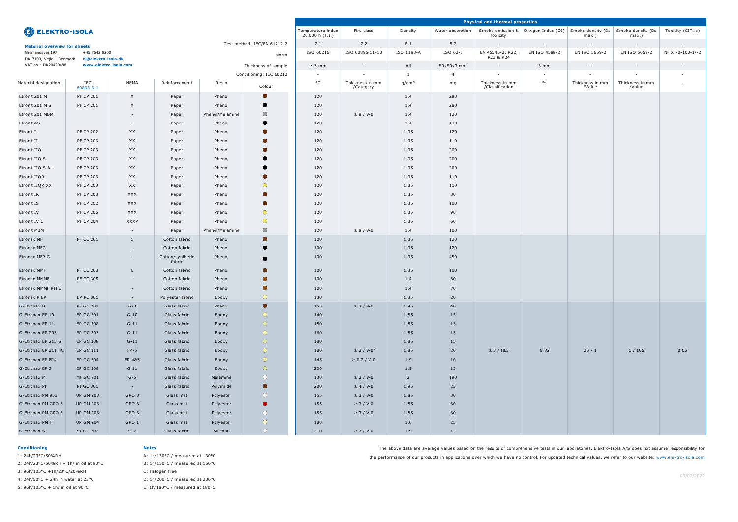# ELEKTRO-ISOLA

**Material overview for sheets**

Grønlandsvej 197 +45 7642 8200
DK-7100, Vejle - Denmark ei@elektro-isola.dk
VAT no.: DK20429488 www.elektro-isola.com

| | | | | | | Physical and thermal properties | | | | | | | | |
|---|---|---|---|---|---|---|---|---|---|---|---|---|---|---|
| | | | | | Test method: IEC/EN 61212-2 | 7.1 | 7.2 | 8.1 | 8.2 | - | - | - | - | - |
| | | | | | Norm | ISO 60216 | ISO 60895-11-10 | ISO 1183-A | ISO 62-1 | EN 45545-2; R22, R23 & R24 | EN ISO 4589-2 | EN ISO 5659-2 | EN ISO 5659-2 | NF X 70-100-1/-2 |
| | | | | | Thickness of sample | ≥ 3 mm | - | All | 50x50x3 mm | - | 3 mm | - | - | - |
| | | | | | Conditioning: IEC 60212 | - | - | 1 | 4 | - | - | - | - | - |
| Material designation | IEC 60893-3-1 | NEMA | Reinforcement | Resin | Colour | Temperature index 20,000 h (T.I.) °C | Fire class Thickness in mm /Category | Density g/cm³ | Water absorption mg | Smoke emission & toxicity Thickness in mm /Classification | Oxygen Index (OI) % | Smoke density (Ds max.) Thickness in mm /Value | Smoke density (Ds max.) Thickness in mm /Value | Toxicity ($CIT_{NLP}$) |
| Etronit 201 M | PF CP 201 | X | Paper | Phenol | Brown | 120 | | 1.4 | 280 | | | | | |
| Etronit 201 M S | PF CP 201 | X | Paper | Phenol | Black | 120 | | 1.4 | 280 | | | | | |
| Etronit 201 MBM | | - | Paper | Phenol/Melamine | Grey | 120 | ≥ 8 / V-0 | 1.4 | 120 | | | | | |
| Etronit AS | | - | Paper | Phenol | Black | 120 | | 1.4 | 130 | | | | | |
| Etronit I | PF CP 202 | XX | Paper | Phenol | Brown | 120 | | 1.35 | 120 | | | | | |
| Etronit II | PF CP 203 | XX | Paper | Phenol | Brown | 120 | | 1.35 | 110 | | | | | |
| Etronit IIQ | PF CP 203 | XX | Paper | Phenol | Brown | 120 | | 1.35 | 200 | | | | | |
| Etronit IIQ S | PF CP 203 | XX | Paper | Phenol | Black | 120 | | 1.35 | 200 | | | | | |
| Etronit IIQ S AL | PF CP 203 | XX | Paper | Phenol | Black | 120 | | 1.35 | 200 | | | | | |
| Etronit IIQR | PF CP 203 | XX | Paper | Phenol | Brown | 120 | | 1.35 | 110 | | | | | |
| Etronit IIQR XX | PF CP 203 | XX | Paper | Phenol | Yellow | 120 | | 1.35 | 110 | | | | | |
| Etronit IR | PF CP 203 | XXX | Paper | Phenol | Brown | 120 | | 1.35 | 80 | | | | | |
| Etronit IS | PF CP 202 | XXX | Paper | Phenol | Brown | 120 | | 1.35 | 100 | | | | | |
| Etronit IV | PF CP 206 | XXX | Paper | Phenol | Yellow | 120 | | 1.35 | 90 | | | | | |
| Etronit IV C | PF CP 204 | XXXP | Paper | Phenol | Yellow | 120 | | 1.35 | 60 | | | | | |
| Etronit MBM | | - | Paper | Phenol/Melamine | Grey | 120 | ≥ 8 / V-0 | 1.4 | 100 | | | | | |
| Etronax MF | PF CC 201 | C | Cotton fabric | Phenol | Brown | 100 | | 1.35 | 120 | | | | | |
| Etronax MFG | | - | Cotton fabric | Phenol | Black | 100 | | 1.35 | 120 | | | | | |
| Etronax MFP G | | - | Cotton/synthetic fabric | Phenol | Black | 100 | | 1.35 | 450 | | | | | |
| Etronax MMF | PF CC 203 | L | Cotton fabric | Phenol | Brown | 100 | | 1.35 | 100 | | | | | |
| Etronax MMMF | PF CC 305 | - | Cotton fabric | Phenol | Brown | 100 | | 1.4 | 60 | | | | | |
| Etronax MMMF PTFE | | - | Cotton fabric | Phenol | Brown | 100 | | 1.4 | 70 | | | | | |
| Etronax P EP | EP PC 301 | - | Polyester fabric | Epoxy | Yellow | 130 | | 1.35 | 20 | | | | | |
| G-Etronax B | PF GC 201 | G-3 | Glass fabric | Phenol | Brown | 155 | ≥ 3 / V-0 | 1.95 | 40 | | | | | |
| G-Etronax EP 10 | EP GC 201 | G-10 | Glass fabric | Epoxy | Yellow | 140 | | 1.85 | 15 | | | | | |
| G-Etronax EP 11 | EP GC 308 | G-11 | Glass fabric | Epoxy | Yellow | 180 | | 1.85 | 15 | | | | | |
| G-Etronax EP 203 | EP GC 203 | G-11 | Glass fabric | Epoxy | Yellow | 160 | | 1.85 | 15 | | | | | |
| G-Etronax EP 215 S | EP GC 308 | G-11 | Glass fabric | Epoxy | Yellow | 180 | | 1.85 | 15 | | | | | |
| G-Etronax EP 311 HC | EP GC 311 | FR-5 | Glass fabric | Epoxy | Yellow | 180 | ≥ 3 / V-0 C | 1.85 | 20 | ≥ 3 / HL3 | ≥ 32 | 25 / 1 | 1 / 106 | 0.06 |
| G-Etronax EP FR4 | EP GC 204 | FR 4&5 | Glass fabric | Epoxy | Yellow | 145 | ≥ 0.2 / V-0 | 1.9 | 10 | | | | | |
| G-Etronax EP S | EP GC 308 | G 11 | Glass fabric | Epoxy | Yellow | 200 | | 1.9 | 15 | | | | | |
| G-Etronax M | MF GC 201 | G-5 | Glass fabric | Melamine | White | 130 | ≥ 3 / V-0 | 2 | 190 | | | | | |
| G-Etronax PI | PI GC 301 | - | Glass fabric | Polyimide | Brown | 200 | ≥ 4 / V-0 | 1.95 | 25 | | | | | |
| G-Etronax PM 953 | UP GM 203 | GPO 3 | Glass mat | Polyester | White | 155 | ≥ 3 / V-0 | 1.85 | 30 | | | | | |
| G-Etronax PM GPO 3 | UP GM 203 | GPO 3 | Glass mat | Polyester | Red | 155 | ≥ 3 / V-0 | 1.85 | 30 | | | | | |
| G-Etronax PM GPO 3 | UP GM 203 | GPO 3 | Glass mat | Polyester | White | 155 | ≥ 3 / V-0 | 1.85 | 30 | | | | | |
| G-Etronax PM H | UP GM 204 | GPO 1 | Glass mat | Polyester | Yellow | 180 | | 1.6 | 25 | | | | | |
| G-Etronax SI | SI GC 202 | G-7 | Glass fabric | Silicone | White | 210 | ≥ 3 / V-0 | 1.9 | 12 | | | | | |

**Conditioning**

1: 24h/23°C/50%RH
2: 24h/23°C/50%RH + 1h/ in oil at 90°C
3: 96h/105°C +1h/23°C/20%RH
4: 24h/50°C + 24h in water at 23°C
5: 96h/105°C + 1h/ in oil at 90°C

**Notes**

A: 1h/130°C / measured at 130°C
B: 1h/150°C / measured at 150°C
C: Halogen free
D: 1h/200°C / measured at 200°C
E: 1h/180°C / measured at 180°C

The above data are average values based on the results of comprehensive tests in our laboratories. Elektro-Isola A/S does not assume responsibility for the performance of our products in applications over which we have no control. For updated technical values, we refer to our website: www.elektro-isola.com

03/07/2022